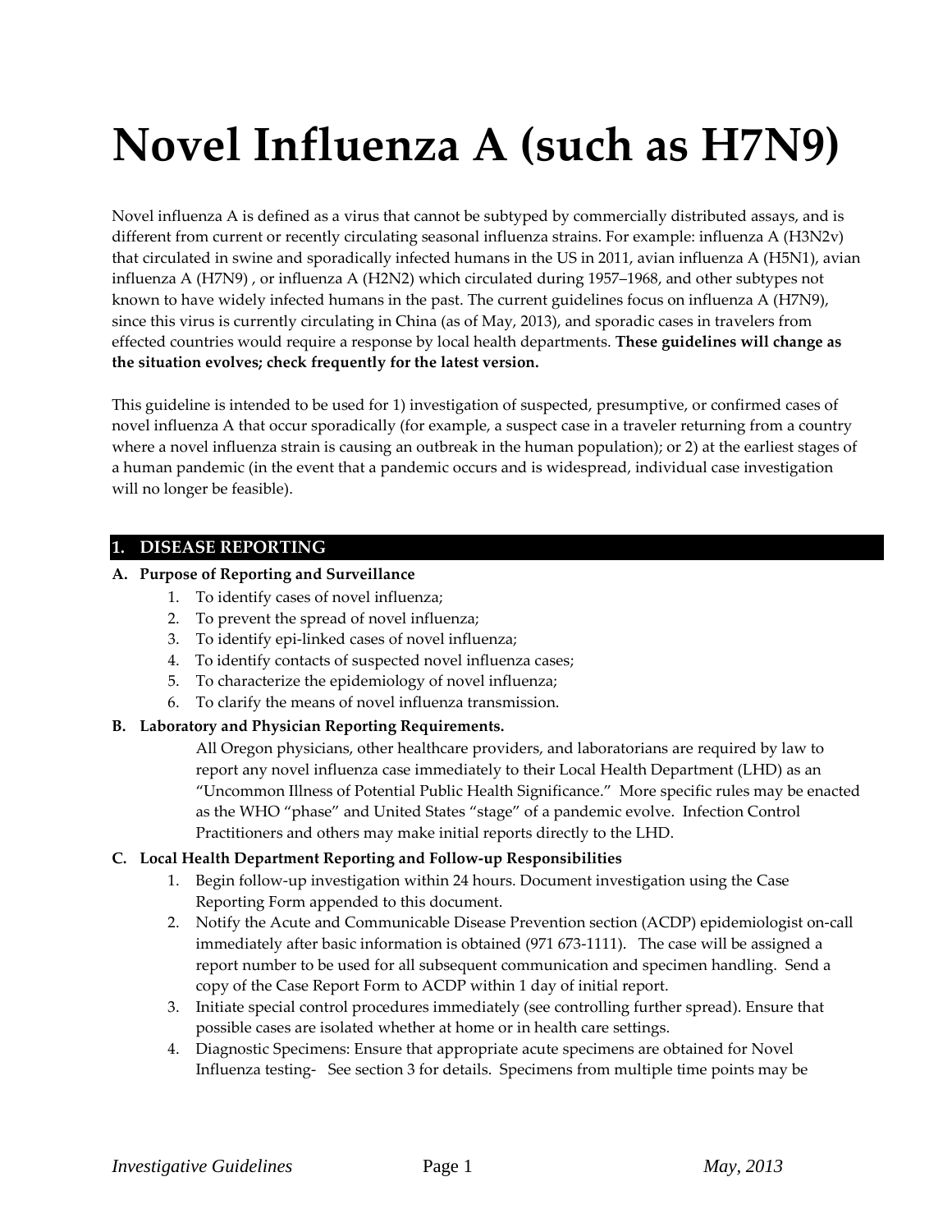# Novel Influenza A (such as H7N9)

Novel influenza A is defined as a virus that cannot be subtyped by commercially distributed assays, and is different from current or recently circulating seasonal influenza strains. For example: influenza A (H3N2v) that circulated in swine and sporadically infected humans in the US in 2011, avian influenza A (H5N1), avian influenza A (H7N9) , or influenza A (H2N2) which circulated during 1957–1968, and other subtypes not known to have widely infected humans in the past. The current guidelines focus on influenza A (H7N9), since this virus is currently circulating in China (as of May, 2013), and sporadic cases in travelers from effected countries would require a response by local health departments. **These guidelines will change as the situation evolves; check frequently for the latest version.**

This guideline is intended to be used for 1) investigation of suspected, presumptive, or confirmed cases of novel influenza A that occur sporadically (for example, a suspect case in a traveler returning from a country where a novel influenza strain is causing an outbreak in the human population); or 2) at the earliest stages of a human pandemic (in the event that a pandemic occurs and is widespread, individual case investigation will no longer be feasible).

## 1. DISEASE REPORTING

### A. Purpose of Reporting and Surveillance

1. To identify cases of novel influenza;
2. To prevent the spread of novel influenza;
3. To identify epi-linked cases of novel influenza;
4. To identify contacts of suspected novel influenza cases;
5. To characterize the epidemiology of novel influenza;
6. To clarify the means of novel influenza transmission.

### B. Laboratory and Physician Reporting Requirements.

All Oregon physicians, other healthcare providers, and laboratorians are required by law to report any novel influenza case immediately to their Local Health Department (LHD) as an "Uncommon Illness of Potential Public Health Significance." More specific rules may be enacted as the WHO "phase" and United States "stage" of a pandemic evolve. Infection Control Practitioners and others may make initial reports directly to the LHD.

### C. Local Health Department Reporting and Follow-up Responsibilities

1. Begin follow-up investigation within 24 hours. Document investigation using the Case Reporting Form appended to this document.
2. Notify the Acute and Communicable Disease Prevention section (ACDP) epidemiologist on-call immediately after basic information is obtained (971 673-1111). The case will be assigned a report number to be used for all subsequent communication and specimen handling. Send a copy of the Case Report Form to ACDP within 1 day of initial report.
3. Initiate special control procedures immediately (see controlling further spread). Ensure that possible cases are isolated whether at home or in health care settings.
4. Diagnostic Specimens: Ensure that appropriate acute specimens are obtained for Novel Influenza testing- See section 3 for details. Specimens from multiple time points may be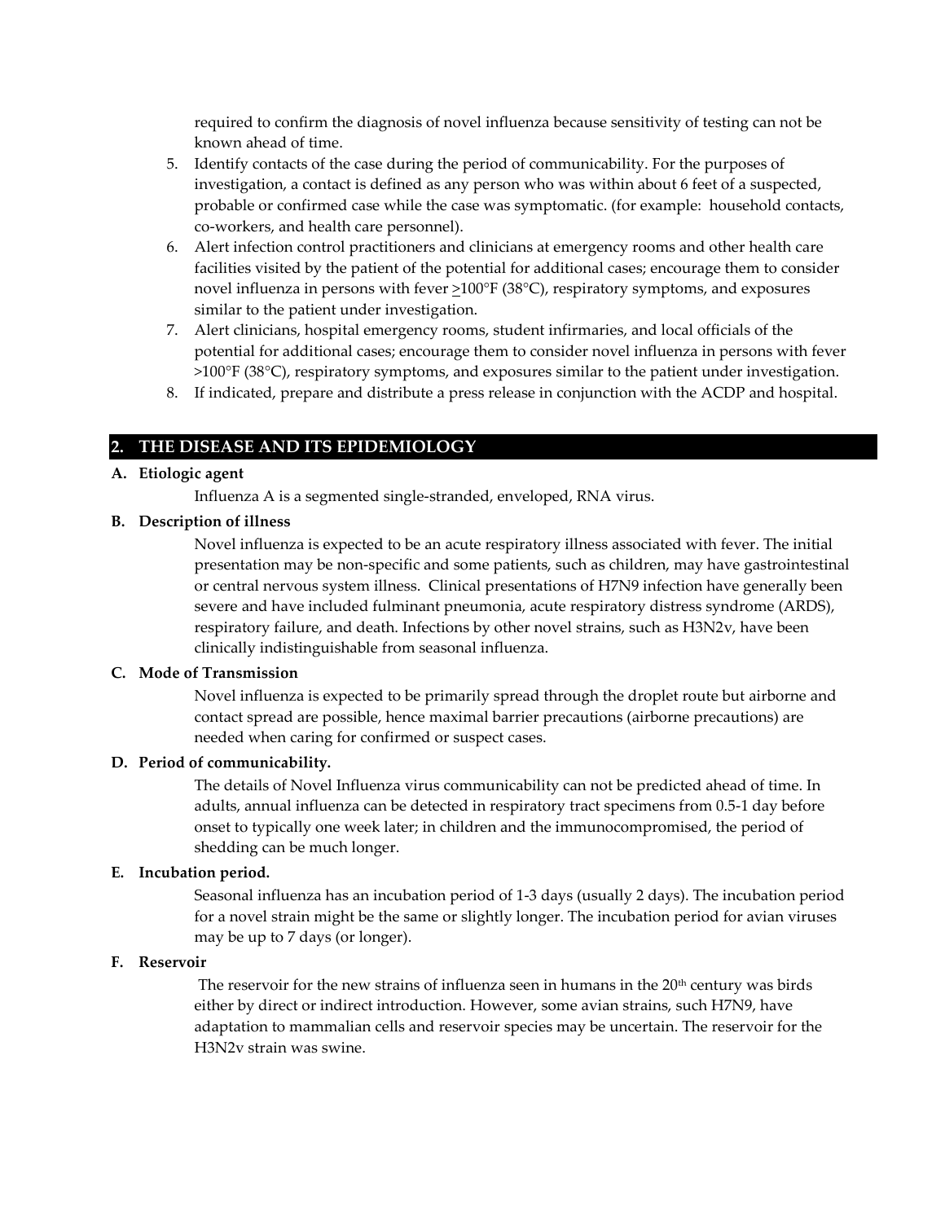required to confirm the diagnosis of novel influenza because sensitivity of testing can not be known ahead of time.

5. Identify contacts of the case during the period of communicability. For the purposes of investigation, a contact is defined as any person who was within about 6 feet of a suspected, probable or confirmed case while the case was symptomatic. (for example: household contacts, co-workers, and health care personnel).
6. Alert infection control practitioners and clinicians at emergency rooms and other health care facilities visited by the patient of the potential for additional cases; encourage them to consider novel influenza in persons with fever $\geq$100°F (38°C), respiratory symptoms, and exposures similar to the patient under investigation.
7. Alert clinicians, hospital emergency rooms, student infirmaries, and local officials of the potential for additional cases; encourage them to consider novel influenza in persons with fever >100°F (38°C), respiratory symptoms, and exposures similar to the patient under investigation.
8. If indicated, prepare and distribute a press release in conjunction with the ACDP and hospital.

## 2. THE DISEASE AND ITS EPIDEMIOLOGY

### A. Etiologic agent

Influenza A is a segmented single-stranded, enveloped, RNA virus.

### B. Description of illness

Novel influenza is expected to be an acute respiratory illness associated with fever. The initial presentation may be non-specific and some patients, such as children, may have gastrointestinal or central nervous system illness. Clinical presentations of H7N9 infection have generally been severe and have included fulminant pneumonia, acute respiratory distress syndrome (ARDS), respiratory failure, and death. Infections by other novel strains, such as H3N2v, have been clinically indistinguishable from seasonal influenza.

### C. Mode of Transmission

Novel influenza is expected to be primarily spread through the droplet route but airborne and contact spread are possible, hence maximal barrier precautions (airborne precautions) are needed when caring for confirmed or suspect cases.

### D. Period of communicability.

The details of Novel Influenza virus communicability can not be predicted ahead of time. In adults, annual influenza can be detected in respiratory tract specimens from 0.5-1 day before onset to typically one week later; in children and the immunocompromised, the period of shedding can be much longer.

### E. Incubation period.

Seasonal influenza has an incubation period of 1-3 days (usually 2 days). The incubation period for a novel strain might be the same or slightly longer. The incubation period for avian viruses may be up to 7 days (or longer).

### F. Reservoir

The reservoir for the new strains of influenza seen in humans in the 20th century was birds either by direct or indirect introduction. However, some avian strains, such H7N9, have adaptation to mammalian cells and reservoir species may be uncertain. The reservoir for the H3N2v strain was swine.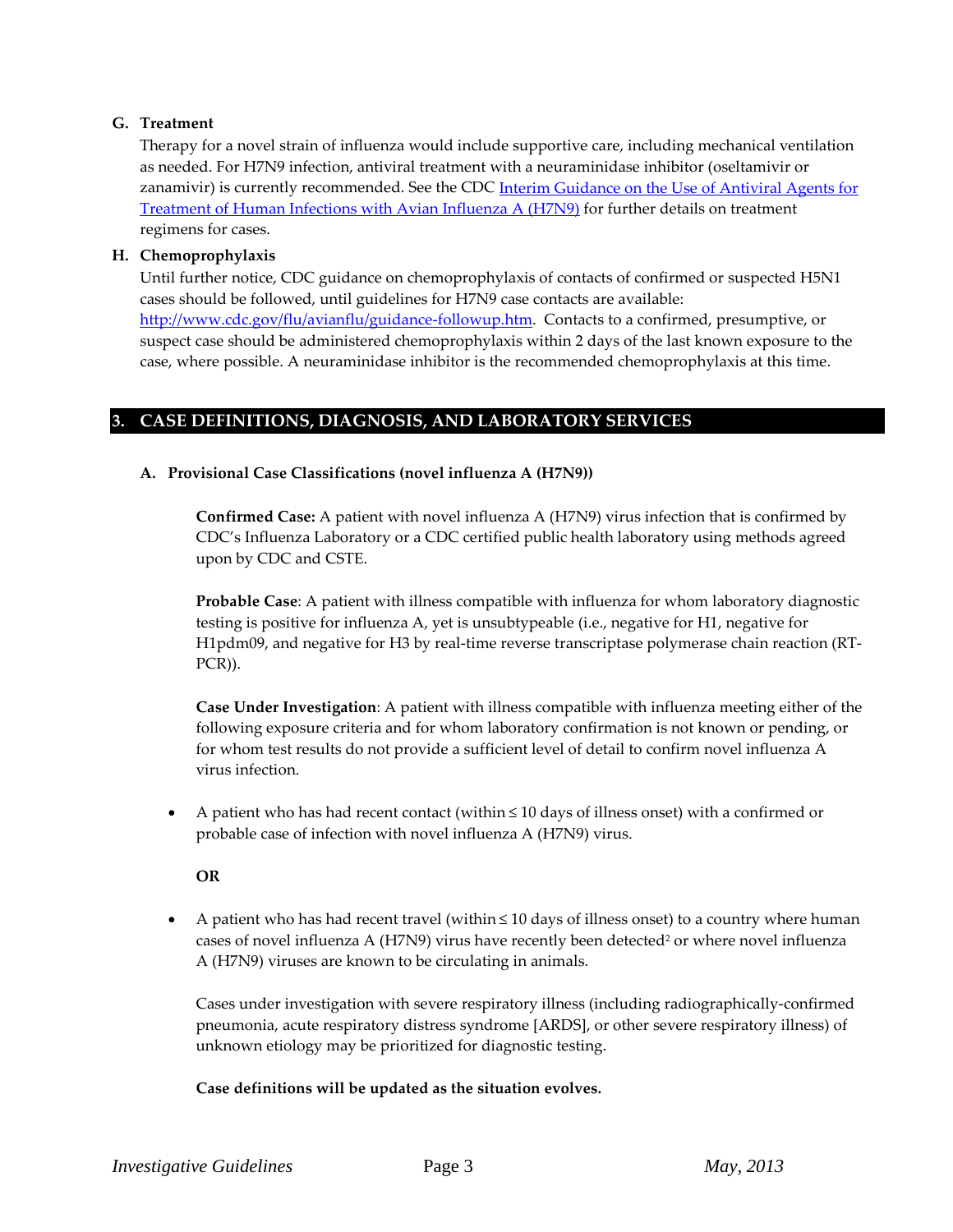### G. Treatment

Therapy for a novel strain of influenza would include supportive care, including mechanical ventilation as needed. For H7N9 infection, antiviral treatment with a neuraminidase inhibitor (oseltamivir or zanamivir) is currently recommended. See the CDC [Interim Guidance on the Use of Antiviral Agents for Treatment of Human Infections with Avian Influenza A (H7N9)] for further details on treatment regimens for cases.

### H. Chemoprophylaxis

Until further notice, CDC guidance on chemoprophylaxis of contacts of confirmed or suspected H5N1 cases should be followed, until guidelines for H7N9 case contacts are available: http://www.cdc.gov/flu/avianflu/guidance-followup.htm. Contacts to a confirmed, presumptive, or suspect case should be administered chemoprophylaxis within 2 days of the last known exposure to the case, where possible. A neuraminidase inhibitor is the recommended chemoprophylaxis at this time.

## 3. CASE DEFINITIONS, DIAGNOSIS, AND LABORATORY SERVICES

### A. Provisional Case Classifications (novel influenza A (H7N9))

**Confirmed Case:** A patient with novel influenza A (H7N9) virus infection that is confirmed by CDC's Influenza Laboratory or a CDC certified public health laboratory using methods agreed upon by CDC and CSTE.

**Probable Case**: A patient with illness compatible with influenza for whom laboratory diagnostic testing is positive for influenza A, yet is unsubtypeable (i.e., negative for H1, negative for H1pdm09, and negative for H3 by real-time reverse transcriptase polymerase chain reaction (RT-PCR)).

**Case Under Investigation**: A patient with illness compatible with influenza meeting either of the following exposure criteria and for whom laboratory confirmation is not known or pending, or for whom test results do not provide a sufficient level of detail to confirm novel influenza A virus infection.

- A patient who has had recent contact (within ≤ 10 days of illness onset) with a confirmed or probable case of infection with novel influenza A (H7N9) virus.

**OR**

- A patient who has had recent travel (within ≤ 10 days of illness onset) to a country where human cases of novel influenza A (H7N9) virus have recently been detected[2] or where novel influenza A (H7N9) viruses are known to be circulating in animals.

Cases under investigation with severe respiratory illness (including radiographically-confirmed pneumonia, acute respiratory distress syndrome [ARDS], or other severe respiratory illness) of unknown etiology may be prioritized for diagnostic testing.

**Case definitions will be updated as the situation evolves.**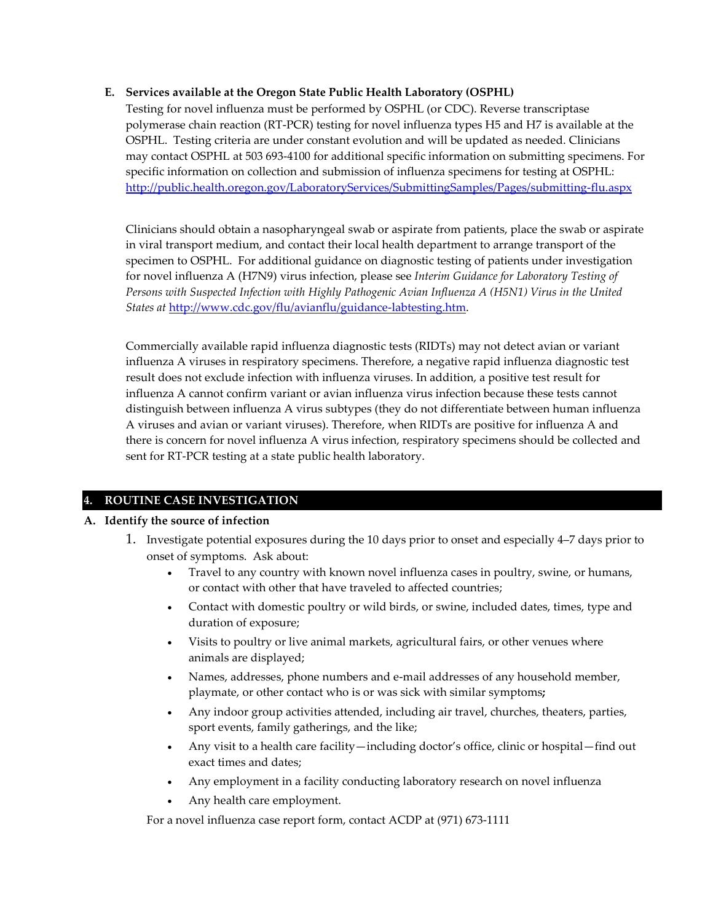### E. Services available at the Oregon State Public Health Laboratory (OSPHL)

Testing for novel influenza must be performed by OSPHL (or CDC). Reverse transcriptase polymerase chain reaction (RT-PCR) testing for novel influenza types H5 and H7 is available at the OSPHL. Testing criteria are under constant evolution and will be updated as needed. Clinicians may contact OSPHL at 503 693-4100 for additional specific information on submitting specimens. For specific information on collection and submission of influenza specimens for testing at OSPHL: http://public.health.oregon.gov/LaboratoryServices/SubmittingSamples/Pages/submitting-flu.aspx

Clinicians should obtain a nasopharyngeal swab or aspirate from patients, place the swab or aspirate in viral transport medium, and contact their local health department to arrange transport of the specimen to OSPHL. For additional guidance on diagnostic testing of patients under investigation for novel influenza A (H7N9) virus infection, please see *Interim Guidance for Laboratory Testing of Persons with Suspected Infection with Highly Pathogenic Avian Influenza A (H5N1) Virus in the United States at* http://www.cdc.gov/flu/avianflu/guidance-labtesting.htm.

Commercially available rapid influenza diagnostic tests (RIDTs) may not detect avian or variant influenza A viruses in respiratory specimens. Therefore, a negative rapid influenza diagnostic test result does not exclude infection with influenza viruses. In addition, a positive test result for influenza A cannot confirm variant or avian influenza virus infection because these tests cannot distinguish between influenza A virus subtypes (they do not differentiate between human influenza A viruses and avian or variant viruses). Therefore, when RIDTs are positive for influenza A and there is concern for novel influenza A virus infection, respiratory specimens should be collected and sent for RT-PCR testing at a state public health laboratory.

## 4. ROUTINE CASE INVESTIGATION

### A. Identify the source of infection

1. Investigate potential exposures during the 10 days prior to onset and especially 4–7 days prior to onset of symptoms. Ask about:
   - Travel to any country with known novel influenza cases in poultry, swine, or humans, or contact with other that have traveled to affected countries;
   - Contact with domestic poultry or wild birds, or swine, included dates, times, type and duration of exposure;
   - Visits to poultry or live animal markets, agricultural fairs, or other venues where animals are displayed;
   - Names, addresses, phone numbers and e-mail addresses of any household member, playmate, or other contact who is or was sick with similar symptoms**;**
   - Any indoor group activities attended, including air travel, churches, theaters, parties, sport events, family gatherings, and the like;
   - Any visit to a health care facility—including doctor's office, clinic or hospital—find out exact times and dates;
   - Any employment in a facility conducting laboratory research on novel influenza
   - Any health care employment.

   For a novel influenza case report form, contact ACDP at (971) 673-1111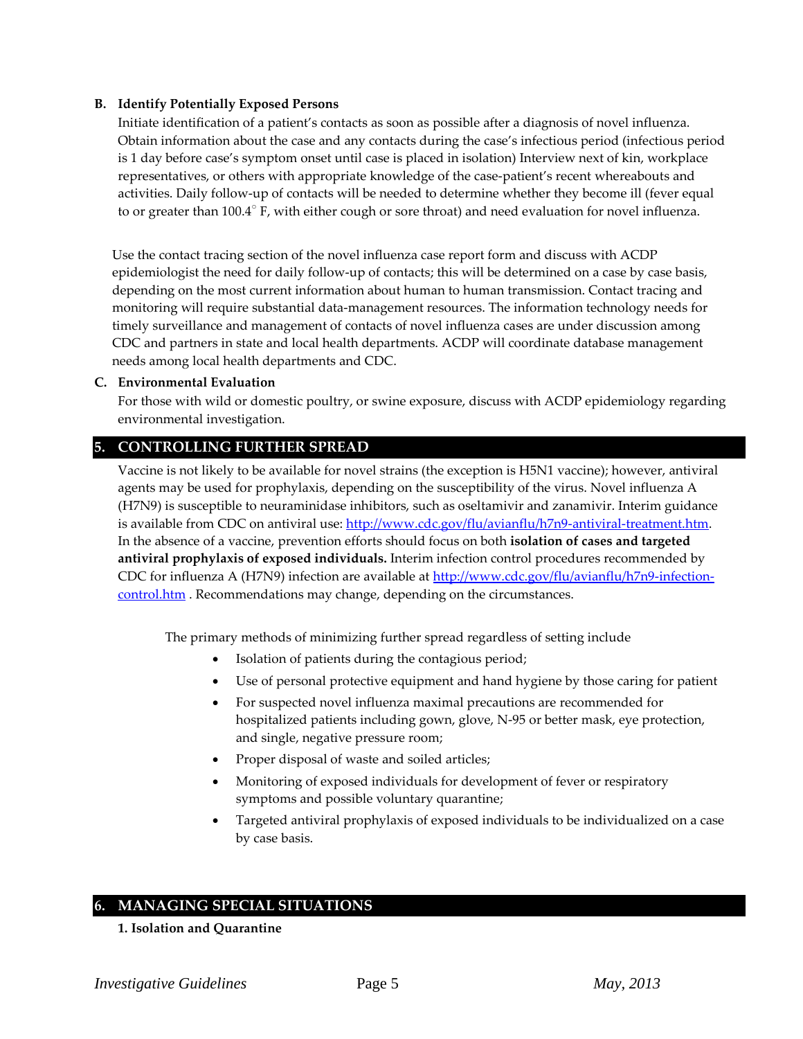### B. Identify Potentially Exposed Persons

Initiate identification of a patient's contacts as soon as possible after a diagnosis of novel influenza. Obtain information about the case and any contacts during the case's infectious period (infectious period is 1 day before case's symptom onset until case is placed in isolation) Interview next of kin, workplace representatives, or others with appropriate knowledge of the case-patient's recent whereabouts and activities. Daily follow-up of contacts will be needed to determine whether they become ill (fever equal to or greater than 100.4° F, with either cough or sore throat) and need evaluation for novel influenza.

Use the contact tracing section of the novel influenza case report form and discuss with ACDP epidemiologist the need for daily follow-up of contacts; this will be determined on a case by case basis, depending on the most current information about human to human transmission. Contact tracing and monitoring will require substantial data-management resources. The information technology needs for timely surveillance and management of contacts of novel influenza cases are under discussion among CDC and partners in state and local health departments. ACDP will coordinate database management needs among local health departments and CDC.

### C. Environmental Evaluation

For those with wild or domestic poultry, or swine exposure, discuss with ACDP epidemiology regarding environmental investigation.

## 5. CONTROLLING FURTHER SPREAD

Vaccine is not likely to be available for novel strains (the exception is H5N1 vaccine); however, antiviral agents may be used for prophylaxis, depending on the susceptibility of the virus. Novel influenza A (H7N9) is susceptible to neuraminidase inhibitors, such as oseltamivir and zanamivir. Interim guidance is available from CDC on antiviral use: [http://www.cdc.gov/flu/avianflu/h7n9-antiviral-treatment.htm](http://www.cdc.gov/flu/avianflu/h7n9-antiviral-treatment.htm). In the absence of a vaccine, prevention efforts should focus on both **isolation of cases and targeted antiviral prophylaxis of exposed individuals.** Interim infection control procedures recommended by CDC for influenza A (H7N9) infection are available at [http://www.cdc.gov/flu/avianflu/h7n9-infection-control.htm](http://www.cdc.gov/flu/avianflu/h7n9-infection-control.htm) . Recommendations may change, depending on the circumstances.

The primary methods of minimizing further spread regardless of setting include

- Isolation of patients during the contagious period;
- Use of personal protective equipment and hand hygiene by those caring for patient
- For suspected novel influenza maximal precautions are recommended for hospitalized patients including gown, glove, N-95 or better mask, eye protection, and single, negative pressure room;
- Proper disposal of waste and soiled articles;
- Monitoring of exposed individuals for development of fever or respiratory symptoms and possible voluntary quarantine;
- Targeted antiviral prophylaxis of exposed individuals to be individualized on a case by case basis.

## 6. MANAGING SPECIAL SITUATIONS

**1. Isolation and Quarantine**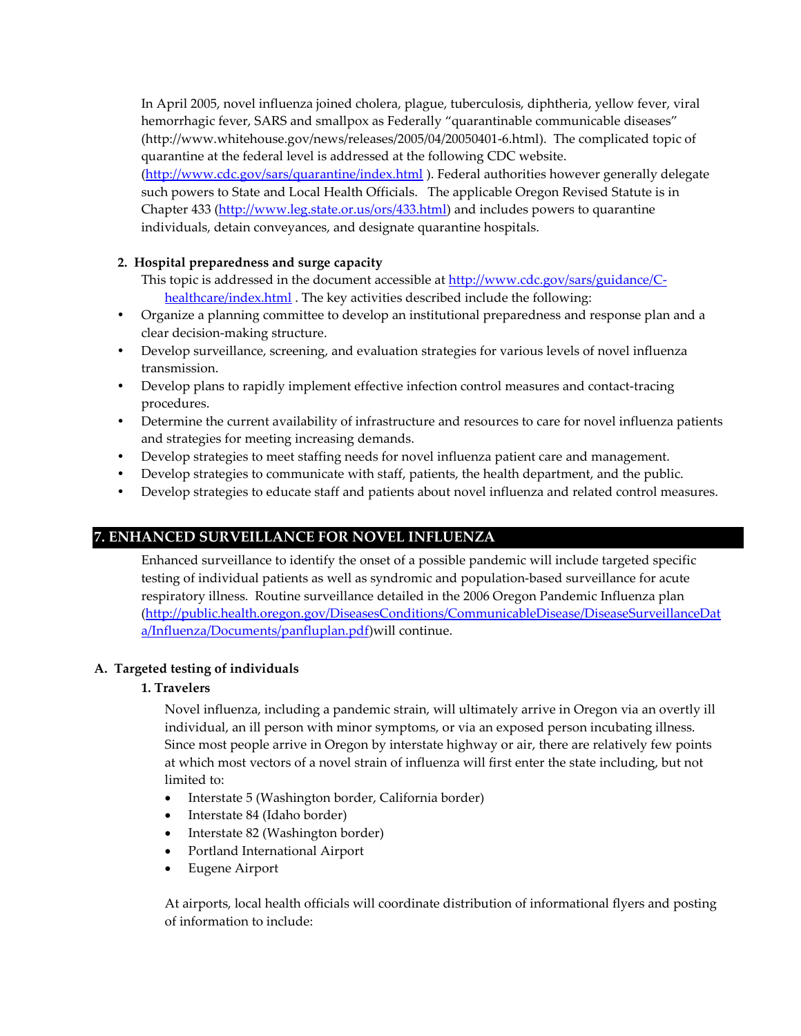In April 2005, novel influenza joined cholera, plague, tuberculosis, diphtheria, yellow fever, viral hemorrhagic fever, SARS and smallpox as Federally "quarantinable communicable diseases" (http://www.whitehouse.gov/news/releases/2005/04/20050401-6.html). The complicated topic of quarantine at the federal level is addressed at the following CDC website. (http://www.cdc.gov/sars/quarantine/index.html ). Federal authorities however generally delegate such powers to State and Local Health Officials. The applicable Oregon Revised Statute is in Chapter 433 (http://www.leg.state.or.us/ors/433.html) and includes powers to quarantine individuals, detain conveyances, and designate quarantine hospitals.

**2. Hospital preparedness and surge capacity**

This topic is addressed in the document accessible at http://www.cdc.gov/sars/guidance/C-healthcare/index.html . The key activities described include the following:

- Organize a planning committee to develop an institutional preparedness and response plan and a clear decision-making structure.
- Develop surveillance, screening, and evaluation strategies for various levels of novel influenza transmission.
- Develop plans to rapidly implement effective infection control measures and contact-tracing procedures.
- Determine the current availability of infrastructure and resources to care for novel influenza patients and strategies for meeting increasing demands.
- Develop strategies to meet staffing needs for novel influenza patient care and management.
- Develop strategies to communicate with staff, patients, the health department, and the public.
- Develop strategies to educate staff and patients about novel influenza and related control measures.

## 7. ENHANCED SURVEILLANCE FOR NOVEL INFLUENZA

Enhanced surveillance to identify the onset of a possible pandemic will include targeted specific testing of individual patients as well as syndromic and population-based surveillance for acute respiratory illness. Routine surveillance detailed in the 2006 Oregon Pandemic Influenza plan (http://public.health.oregon.gov/DiseasesConditions/CommunicableDisease/DiseaseSurveillanceData/Influenza/Documents/panfluplan.pdf)will continue.

### A. Targeted testing of individuals

**1. Travelers**

Novel influenza, including a pandemic strain, will ultimately arrive in Oregon via an overtly ill individual, an ill person with minor symptoms, or via an exposed person incubating illness. Since most people arrive in Oregon by interstate highway or air, there are relatively few points at which most vectors of a novel strain of influenza will first enter the state including, but not limited to:

- Interstate 5 (Washington border, California border)
- Interstate 84 (Idaho border)
- Interstate 82 (Washington border)
- Portland International Airport
- Eugene Airport

At airports, local health officials will coordinate distribution of informational flyers and posting of information to include: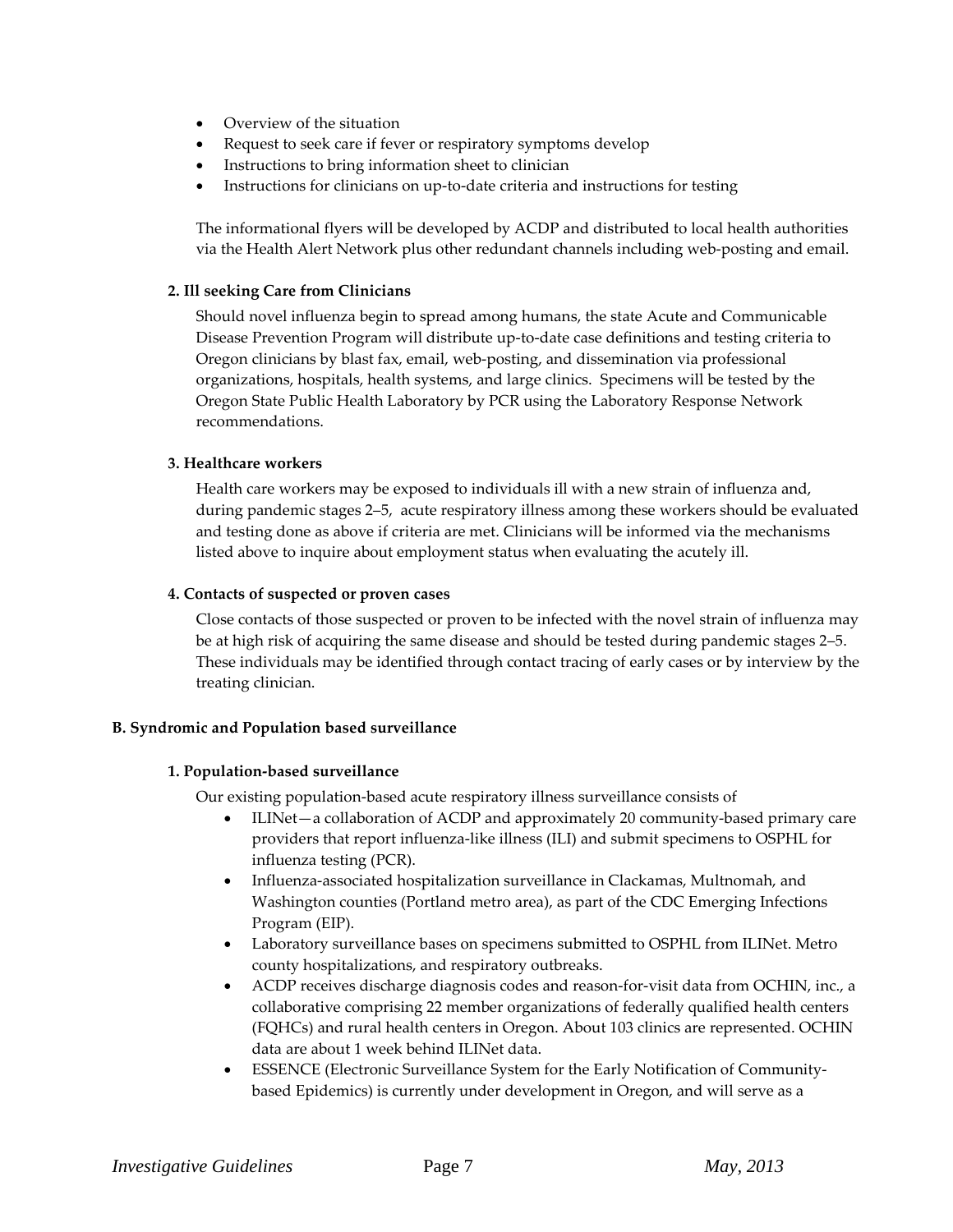- Overview of the situation
- Request to seek care if fever or respiratory symptoms develop
- Instructions to bring information sheet to clinician
- Instructions for clinicians on up-to-date criteria and instructions for testing

The informational flyers will be developed by ACDP and distributed to local health authorities via the Health Alert Network plus other redundant channels including web-posting and email.

#### 2. Ill seeking Care from Clinicians

Should novel influenza begin to spread among humans, the state Acute and Communicable Disease Prevention Program will distribute up-to-date case definitions and testing criteria to Oregon clinicians by blast fax, email, web-posting, and dissemination via professional organizations, hospitals, health systems, and large clinics. Specimens will be tested by the Oregon State Public Health Laboratory by PCR using the Laboratory Response Network recommendations.

#### 3. Healthcare workers

Health care workers may be exposed to individuals ill with a new strain of influenza and, during pandemic stages 2–5, acute respiratory illness among these workers should be evaluated and testing done as above if criteria are met. Clinicians will be informed via the mechanisms listed above to inquire about employment status when evaluating the acutely ill.

#### 4. Contacts of suspected or proven cases

Close contacts of those suspected or proven to be infected with the novel strain of influenza may be at high risk of acquiring the same disease and should be tested during pandemic stages 2–5. These individuals may be identified through contact tracing of early cases or by interview by the treating clinician.

### B. Syndromic and Population based surveillance

#### 1. Population-based surveillance

Our existing population-based acute respiratory illness surveillance consists of

- ILINet—a collaboration of ACDP and approximately 20 community-based primary care providers that report influenza-like illness (ILI) and submit specimens to OSPHL for influenza testing (PCR).
- Influenza-associated hospitalization surveillance in Clackamas, Multnomah, and Washington counties (Portland metro area), as part of the CDC Emerging Infections Program (EIP).
- Laboratory surveillance bases on specimens submitted to OSPHL from ILINet. Metro county hospitalizations, and respiratory outbreaks.
- ACDP receives discharge diagnosis codes and reason-for-visit data from OCHIN, inc., a collaborative comprising 22 member organizations of federally qualified health centers (FQHCs) and rural health centers in Oregon. About 103 clinics are represented. OCHIN data are about 1 week behind ILINet data.
- ESSENCE (Electronic Surveillance System for the Early Notification of Community-based Epidemics) is currently under development in Oregon, and will serve as a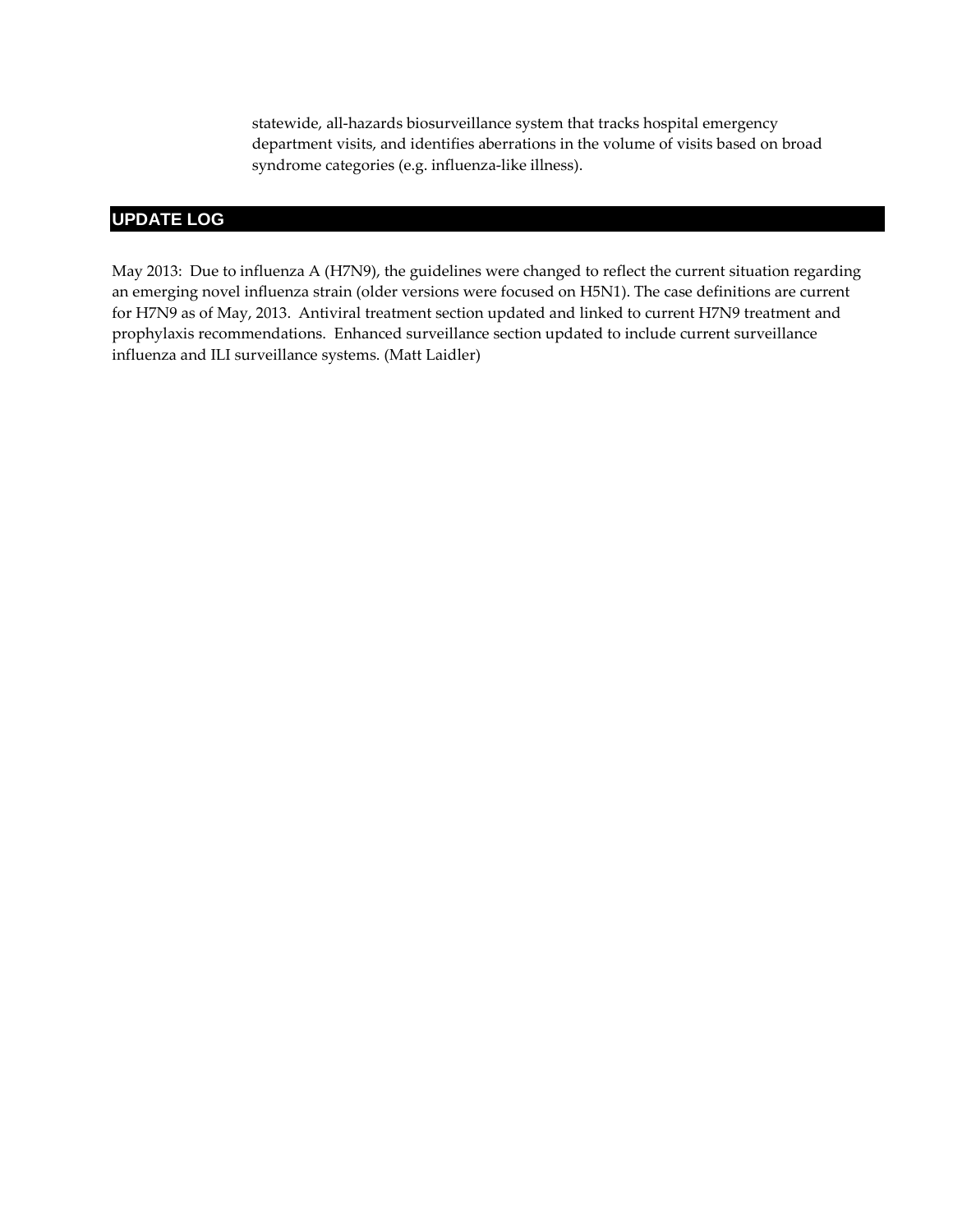statewide, all-hazards biosurveillance system that tracks hospital emergency department visits, and identifies aberrations in the volume of visits based on broad syndrome categories (e.g. influenza-like illness).

## UPDATE LOG

May 2013: Due to influenza A (H7N9), the guidelines were changed to reflect the current situation regarding an emerging novel influenza strain (older versions were focused on H5N1). The case definitions are current for H7N9 as of May, 2013. Antiviral treatment section updated and linked to current H7N9 treatment and prophylaxis recommendations. Enhanced surveillance section updated to include current surveillance influenza and ILI surveillance systems. (Matt Laidler)